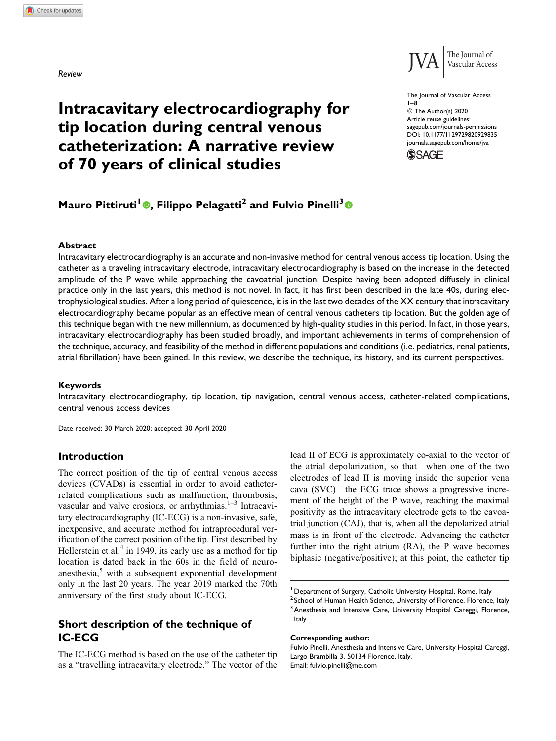Review

# Intracavitary electrocardiography for tip location during central venous catheterization: A narrative review of 70 years of clinical studies

**Mauro Pittiruti[1], Filippo Pelagatti[2] and Fulvio Pinelli[3]**

## Abstract

Intracavitary electrocardiography is an accurate and non-invasive method for central venous access tip location. Using the catheter as a traveling intracavitary electrode, intracavitary electrocardiography is based on the increase in the detected amplitude of the P wave while approaching the cavoatrial junction. Despite having been adopted diffusely in clinical practice only in the last years, this method is not novel. In fact, it has first been described in the late 40s, during electrophysiological studies. After a long period of quiescence, it is in the last two decades of the XX century that intracavitary electrocardiography became popular as an effective mean of central venous catheters tip location. But the golden age of this technique began with the new millennium, as documented by high-quality studies in this period. In fact, in those years, intracavitary electrocardiography has been studied broadly, and important achievements in terms of comprehension of the technique, accuracy, and feasibility of the method in different populations and conditions (i.e. pediatrics, renal patients, atrial fibrillation) have been gained. In this review, we describe the technique, its history, and its current perspectives.

### Keywords

Intracavitary electrocardiography, tip location, tip navigation, central venous access, catheter-related complications, central venous access devices

Date received: 30 March 2020; accepted: 30 April 2020

## Introduction

The correct position of the tip of central venous access devices (CVADs) is essential in order to avoid catheter-related complications such as malfunction, thrombosis, vascular and valve erosions, or arrhythmias.[1–3] Intracavitary electrocardiography (IC-ECG) is a non-invasive, safe, inexpensive, and accurate method for intraprocedural verification of the correct position of the tip. First described by Hellerstein et al.[4] in 1949, its early use as a method for tip location is dated back in the 60s in the field of neuro-anesthesia,[5] with a subsequent exponential development only in the last 20 years. The year 2019 marked the 70th anniversary of the first study about IC-ECG.

## Short description of the technique of IC-ECG

The IC-ECG method is based on the use of the catheter tip as a "travelling intracavitary electrode." The vector of the lead II of ECG is approximately co-axial to the vector of the atrial depolarization, so that—when one of the two electrodes of lead II is moving inside the superior vena cava (SVC)—the ECG trace shows a progressive increment of the height of the P wave, reaching the maximal positivity as the intracavitary electrode gets to the cavoatrial junction (CAJ), that is, when all the depolarized atrial mass is in front of the electrode. Advancing the catheter further into the right atrium (RA), the P wave becomes biphasic (negative/positive); at this point, the catheter tip

[1] Department of Surgery, Catholic University Hospital, Rome, Italy
[2] School of Human Health Science, University of Florence, Florence, Italy
[3] Anesthesia and Intensive Care, University Hospital Careggi, Florence, Italy

**Corresponding author:**
Fulvio Pinelli, Anesthesia and Intensive Care, University Hospital Careggi, Largo Brambilla 3, 50134 Florence, Italy.
Email: fulvio.pinelli@me.com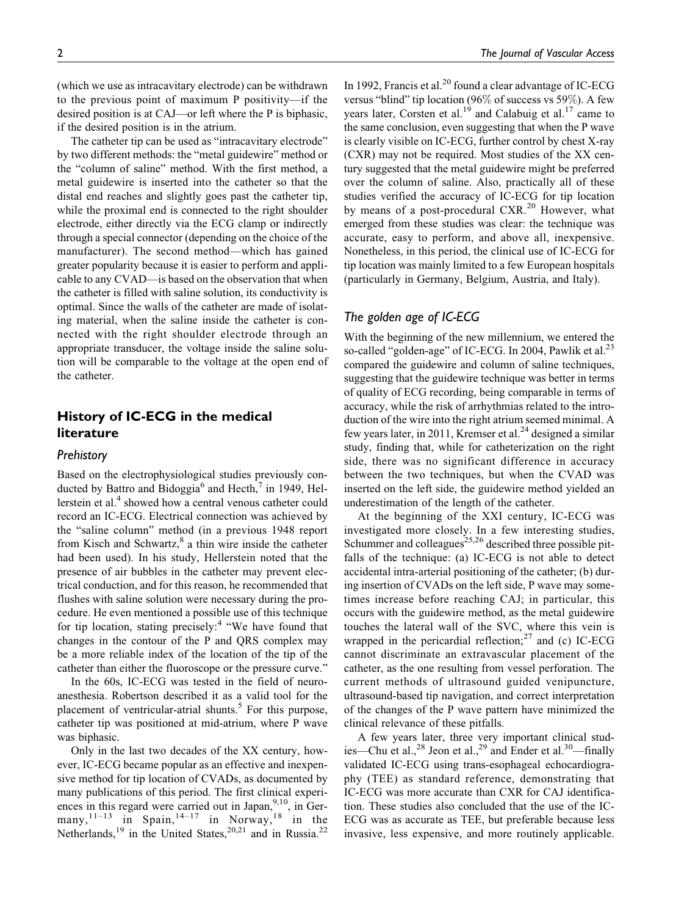(which we use as intracavitary electrode) can be withdrawn to the previous point of maximum P positivity—if the desired position is at CAJ—or left where the P is biphasic, if the desired position is in the atrium.

The catheter tip can be used as "intracavitary electrode" by two different methods: the "metal guidewire" method or the "column of saline" method. With the first method, a metal guidewire is inserted into the catheter so that the distal end reaches and slightly goes past the catheter tip, while the proximal end is connected to the right shoulder electrode, either directly via the ECG clamp or indirectly through a special connector (depending on the choice of the manufacturer). The second method—which has gained greater popularity because it is easier to perform and applicable to any CVAD—is based on the observation that when the catheter is filled with saline solution, its conductivity is optimal. Since the walls of the catheter are made of isolating material, when the saline inside the catheter is connected with the right shoulder electrode through an appropriate transducer, the voltage inside the saline solution will be comparable to the voltage at the open end of the catheter.

## History of IC-ECG in the medical literature

### *Prehistory*

Based on the electrophysiological studies previously conducted by Battro and Bidoggia[6] and Hecth,[7] in 1949, Hellerstein et al.[4] showed how a central venous catheter could record an IC-ECG. Electrical connection was achieved by the "saline column" method (in a previous 1948 report from Kisch and Schwartz,[8] a thin wire inside the catheter had been used). In his study, Hellerstein noted that the presence of air bubbles in the catheter may prevent electrical conduction, and for this reason, he recommended that flushes with saline solution were necessary during the procedure. He even mentioned a possible use of this technique for tip location, stating precisely:[4] "We have found that changes in the contour of the P and QRS complex may be a more reliable index of the location of the tip of the catheter than either the fluoroscope or the pressure curve."

In the 60s, IC-ECG was tested in the field of neuroanesthesia. Robertson described it as a valid tool for the placement of ventricular-atrial shunts.[5] For this purpose, catheter tip was positioned at mid-atrium, where P wave was biphasic.

Only in the last two decades of the XX century, however, IC-ECG became popular as an effective and inexpensive method for tip location of CVADs, as documented by many publications of this period. The first clinical experiences in this regard were carried out in Japan,[9,10], in Germany,[11–13] in Spain,[14–17] in Norway,[18] in the Netherlands,[19] in the United States,[20,21] and in Russia.[22] In 1992, Francis et al.[20] found a clear advantage of IC-ECG versus "blind" tip location (96% of success vs 59%). A few years later, Corsten et al.[19] and Calabuig et al.[17] came to the same conclusion, even suggesting that when the P wave is clearly visible on IC-ECG, further control by chest X-ray (CXR) may not be required. Most studies of the XX century suggested that the metal guidewire might be preferred over the column of saline. Also, practically all of these studies verified the accuracy of IC-ECG for tip location by means of a post-procedural CXR.[20] However, what emerged from these studies was clear: the technique was accurate, easy to perform, and above all, inexpensive. Nonetheless, in this period, the clinical use of IC-ECG for tip location was mainly limited to a few European hospitals (particularly in Germany, Belgium, Austria, and Italy).

### *The golden age of IC-ECG*

With the beginning of the new millennium, we entered the so-called "golden-age" of IC-ECG. In 2004, Pawlik et al.[23] compared the guidewire and column of saline techniques, suggesting that the guidewire technique was better in terms of quality of ECG recording, being comparable in terms of accuracy, while the risk of arrhythmias related to the introduction of the wire into the right atrium seemed minimal. A few years later, in 2011, Kremser et al.[24] designed a similar study, finding that, while for catheterization on the right side, there was no significant difference in accuracy between the two techniques, but when the CVAD was inserted on the left side, the guidewire method yielded an underestimation of the length of the catheter.

At the beginning of the XXI century, IC-ECG was investigated more closely. In a few interesting studies, Schummer and colleagues[25,26] described three possible pitfalls of the technique: (a) IC-ECG is not able to detect accidental intra-arterial positioning of the catheter; (b) during insertion of CVADs on the left side, P wave may sometimes increase before reaching CAJ; in particular, this occurs with the guidewire method, as the metal guidewire touches the lateral wall of the SVC, where this vein is wrapped in the pericardial reflection;[27] and (c) IC-ECG cannot discriminate an extravascular placement of the catheter, as the one resulting from vessel perforation. The current methods of ultrasound guided venipuncture, ultrasound-based tip navigation, and correct interpretation of the changes of the P wave pattern have minimized the clinical relevance of these pitfalls.

A few years later, three very important clinical studies—Chu et al.,[28] Jeon et al.,[29] and Ender et al.[30]—finally validated IC-ECG using trans-esophageal echocardiography (TEE) as standard reference, demonstrating that IC-ECG was more accurate than CXR for CAJ identification. These studies also concluded that the use of the IC-ECG was as accurate as TEE, but preferable because less invasive, less expensive, and more routinely applicable.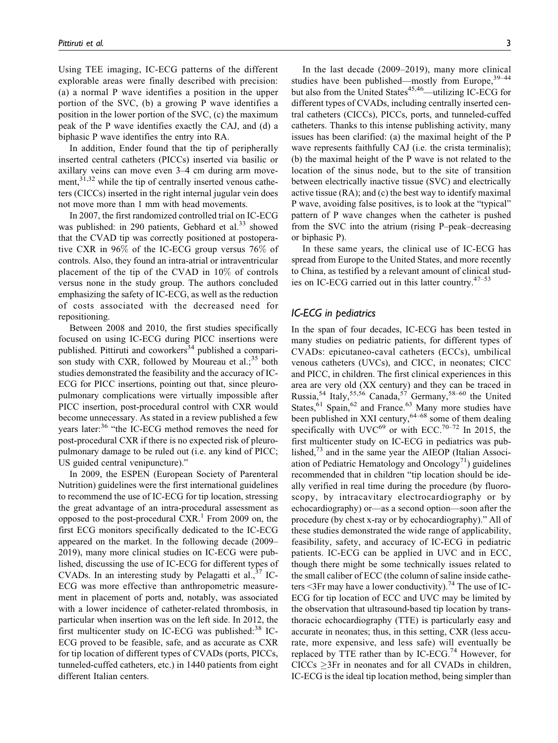Using TEE imaging, IC-ECG patterns of the different explorable areas were finally described with precision: (a) a normal P wave identifies a position in the upper portion of the SVC, (b) a growing P wave identifies a position in the lower portion of the SVC, (c) the maximum peak of the P wave identifies exactly the CAJ, and (d) a biphasic P wave identifies the entry into RA.

In addition, Ender found that the tip of peripherally inserted central catheters (PICCs) inserted via basilic or axillary veins can move even 3–4 cm during arm movement,[31,32] while the tip of centrally inserted venous catheters (CICCs) inserted in the right internal jugular vein does not move more than 1 mm with head movements.

In 2007, the first randomized controlled trial on IC-ECG was published: in 290 patients, Gebhard et al.[33] showed that the CVAD tip was correctly positioned at postoperative CXR in 96% of the IC-ECG group versus 76% of controls. Also, they found an intra-atrial or intraventricular placement of the tip of the CVAD in 10% of controls versus none in the study group. The authors concluded emphasizing the safety of IC-ECG, as well as the reduction of costs associated with the decreased need for repositioning.

Between 2008 and 2010, the first studies specifically focused on using IC-ECG during PICC insertions were published. Pittiruti and coworkers[34] published a comparison study with CXR, followed by Moureau et al.;[35] both studies demonstrated the feasibility and the accuracy of IC-ECG for PICC insertions, pointing out that, since pleuropulmonary complications were virtually impossible after PICC insertion, post-procedural control with CXR would become unnecessary. As stated in a review published a few years later:[36] "the IC-ECG method removes the need for post-procedural CXR if there is no expected risk of pleuropulmonary damage to be ruled out (i.e. any kind of PICC; US guided central venipuncture)."

In 2009, the ESPEN (European Society of Parenteral Nutrition) guidelines were the first international guidelines to recommend the use of IC-ECG for tip location, stressing the great advantage of an intra-procedural assessment as opposed to the post-procedural CXR.[1] From 2009 on, the first ECG monitors specifically dedicated to the IC-ECG appeared on the market. In the following decade (2009–2019), many more clinical studies on IC-ECG were published, discussing the use of IC-ECG for different types of CVADs. In an interesting study by Pelagatti et al.,[37] IC-ECG was more effective than anthropometric measurement in placement of ports and, notably, was associated with a lower incidence of catheter-related thrombosis, in particular when insertion was on the left side. In 2012, the first multicenter study on IC-ECG was published:[38] IC-ECG proved to be feasible, safe, and as accurate as CXR for tip location of different types of CVADs (ports, PICCs, tunneled-cuffed catheters, etc.) in 1440 patients from eight different Italian centers.

In the last decade (2009–2019), many more clinical studies have been published—mostly from Europe,[39–44] but also from the United States[45,46]—utilizing IC-ECG for different types of CVADs, including centrally inserted central catheters (CICCs), PICCs, ports, and tunneled-cuffed catheters. Thanks to this intense publishing activity, many issues has been clarified: (a) the maximal height of the P wave represents faithfully CAJ (i.e. the crista terminalis); (b) the maximal height of the P wave is not related to the location of the sinus node, but to the site of transition between electrically inactive tissue (SVC) and electrically active tissue (RA); and (c) the best way to identify maximal P wave, avoiding false positives, is to look at the "typical" pattern of P wave changes when the catheter is pushed from the SVC into the atrium (rising P–peak–decreasing or biphasic P).

In these same years, the clinical use of IC-ECG has spread from Europe to the United States, and more recently to China, as testified by a relevant amount of clinical studies on IC-ECG carried out in this latter country.[47–53]

## IC-ECG in pediatrics

In the span of four decades, IC-ECG has been tested in many studies on pediatric patients, for different types of CVADs: epicutaneo-caval catheters (ECCs), umbilical venous catheters (UVCs), and CICC, in neonates; CICC and PICC, in children. The first clinical experiences in this area are very old (XX century) and they can be traced in Russia,[54] Italy,[55,56] Canada,[57] Germany,[58–60] the United States,[61] Spain,[62] and France.[63] Many more studies have been published in XXI century,[64–68] some of them dealing specifically with UVC[69] or with ECC.[70–72] In 2015, the first multicenter study on IC-ECG in pediatrics was published,[73] and in the same year the AIEOP (Italian Association of Pediatric Hematology and Oncology[71]) guidelines recommended that in children "tip location should be ideally verified in real time during the procedure (by fluoroscopy, by intracavitary electrocardiography or by echocardiography) or—as a second option—soon after the procedure (by chest x-ray or by echocardiography)." All of these studies demonstrated the wide range of applicability, feasibility, safety, and accuracy of IC-ECG in pediatric patients. IC-ECG can be applied in UVC and in ECC, though there might be some technically issues related to the small caliber of ECC (the column of saline inside catheters <3Fr may have a lower conductivity).[74] The use of IC-ECG for tip location of ECC and UVC may be limited by the observation that ultrasound-based tip location by transthoracic echocardiography (TTE) is particularly easy and accurate in neonates; thus, in this setting, CXR (less accurate, more expensive, and less safe) will eventually be replaced by TTE rather than by IC-ECG.[74] However, for CICCs ≥3Fr in neonates and for all CVADs in children, IC-ECG is the ideal tip location method, being simpler than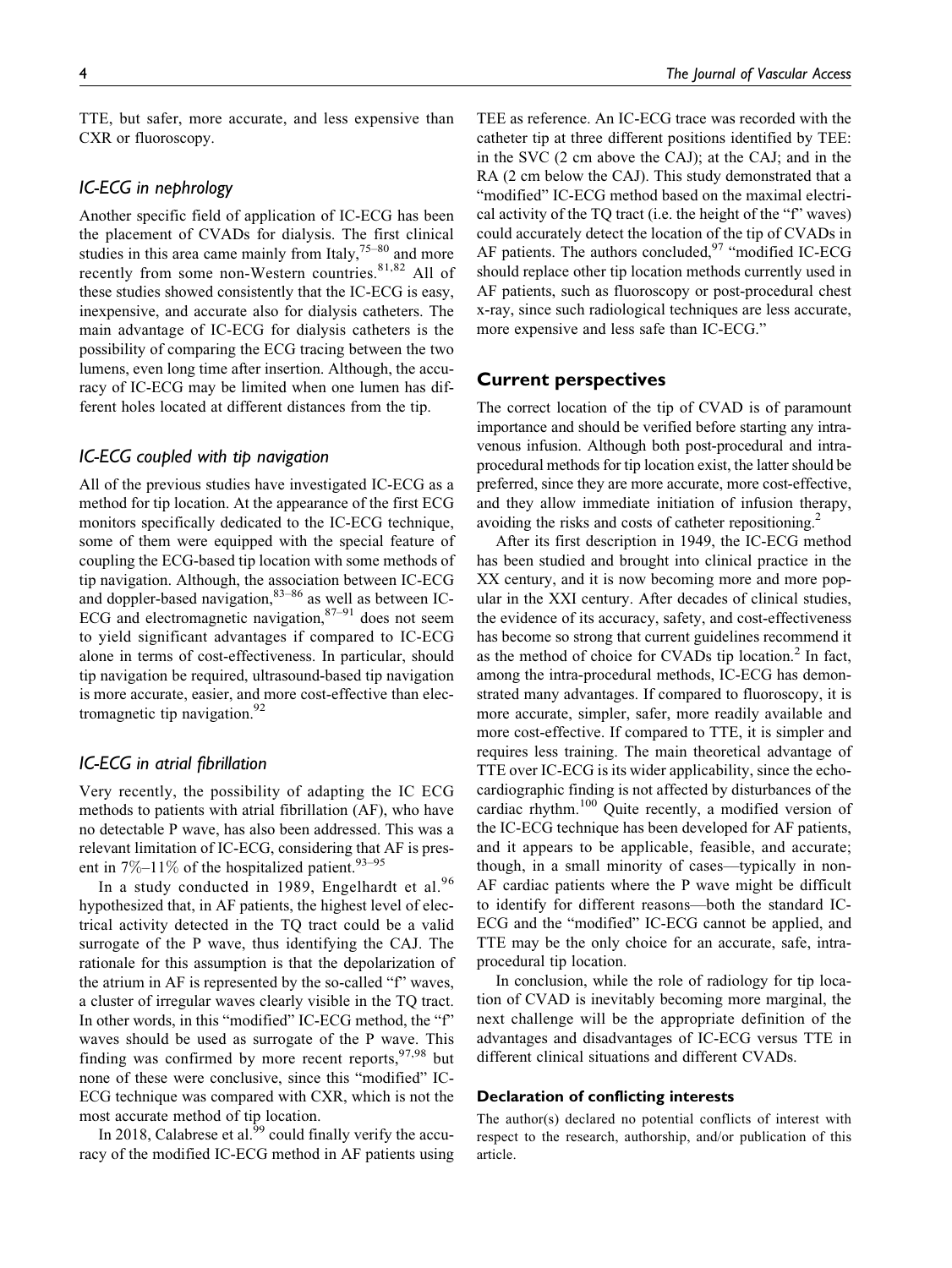TTE, but safer, more accurate, and less expensive than CXR or fluoroscopy.

### IC-ECG in nephrology

Another specific field of application of IC-ECG has been the placement of CVADs for dialysis. The first clinical studies in this area came mainly from Italy,[75–80] and more recently from some non-Western countries.[81,82] All of these studies showed consistently that the IC-ECG is easy, inexpensive, and accurate also for dialysis catheters. The main advantage of IC-ECG for dialysis catheters is the possibility of comparing the ECG tracing between the two lumens, even long time after insertion. Although, the accuracy of IC-ECG may be limited when one lumen has different holes located at different distances from the tip.

### IC-ECG coupled with tip navigation

All of the previous studies have investigated IC-ECG as a method for tip location. At the appearance of the first ECG monitors specifically dedicated to the IC-ECG technique, some of them were equipped with the special feature of coupling the ECG-based tip location with some methods of tip navigation. Although, the association between IC-ECG and doppler-based navigation,[83–86] as well as between IC-ECG and electromagnetic navigation,[87–91] does not seem to yield significant advantages if compared to IC-ECG alone in terms of cost-effectiveness. In particular, should tip navigation be required, ultrasound-based tip navigation is more accurate, easier, and more cost-effective than electromagnetic tip navigation.[92]

### IC-ECG in atrial fibrillation

Very recently, the possibility of adapting the IC ECG methods to patients with atrial fibrillation (AF), who have no detectable P wave, has also been addressed. This was a relevant limitation of IC-ECG, considering that AF is present in 7%–11% of the hospitalized patient.[93–95]

In a study conducted in 1989, Engelhardt et al.[96] hypothesized that, in AF patients, the highest level of electrical activity detected in the TQ tract could be a valid surrogate of the P wave, thus identifying the CAJ. The rationale for this assumption is that the depolarization of the atrium in AF is represented by the so-called "f" waves, a cluster of irregular waves clearly visible in the TQ tract. In other words, in this "modified" IC-ECG method, the "f" waves should be used as surrogate of the P wave. This finding was confirmed by more recent reports,[97,98] but none of these were conclusive, since this "modified" IC-ECG technique was compared with CXR, which is not the most accurate method of tip location.

In 2018, Calabrese et al.[99] could finally verify the accuracy of the modified IC-ECG method in AF patients using TEE as reference. An IC-ECG trace was recorded with the catheter tip at three different positions identified by TEE: in the SVC (2 cm above the CAJ); at the CAJ; and in the RA (2 cm below the CAJ). This study demonstrated that a "modified" IC-ECG method based on the maximal electrical activity of the TQ tract (i.e. the height of the "f" waves) could accurately detect the location of the tip of CVADs in AF patients. The authors concluded,[97] "modified IC-ECG should replace other tip location methods currently used in AF patients, such as fluoroscopy or post-procedural chest x-ray, since such radiological techniques are less accurate, more expensive and less safe than IC-ECG."

## Current perspectives

The correct location of the tip of CVAD is of paramount importance and should be verified before starting any intravenous infusion. Although both post-procedural and intra-procedural methods for tip location exist, the latter should be preferred, since they are more accurate, more cost-effective, and they allow immediate initiation of infusion therapy, avoiding the risks and costs of catheter repositioning.[2]

After its first description in 1949, the IC-ECG method has been studied and brought into clinical practice in the XX century, and it is now becoming more and more popular in the XXI century. After decades of clinical studies, the evidence of its accuracy, safety, and cost-effectiveness has become so strong that current guidelines recommend it as the method of choice for CVADs tip location.[2] In fact, among the intra-procedural methods, IC-ECG has demonstrated many advantages. If compared to fluoroscopy, it is more accurate, simpler, safer, more readily available and more cost-effective. If compared to TTE, it is simpler and requires less training. The main theoretical advantage of TTE over IC-ECG is its wider applicability, since the echocardiographic finding is not affected by disturbances of the cardiac rhythm.[100] Quite recently, a modified version of the IC-ECG technique has been developed for AF patients, and it appears to be applicable, feasible, and accurate; though, in a small minority of cases—typically in non-AF cardiac patients where the P wave might be difficult to identify for different reasons—both the standard IC-ECG and the "modified" IC-ECG cannot be applied, and TTE may be the only choice for an accurate, safe, intra-procedural tip location.

In conclusion, while the role of radiology for tip location of CVAD is inevitably becoming more marginal, the next challenge will be the appropriate definition of the advantages and disadvantages of IC-ECG versus TTE in different clinical situations and different CVADs.

#### Declaration of conflicting interests

The author(s) declared no potential conflicts of interest with respect to the research, authorship, and/or publication of this article.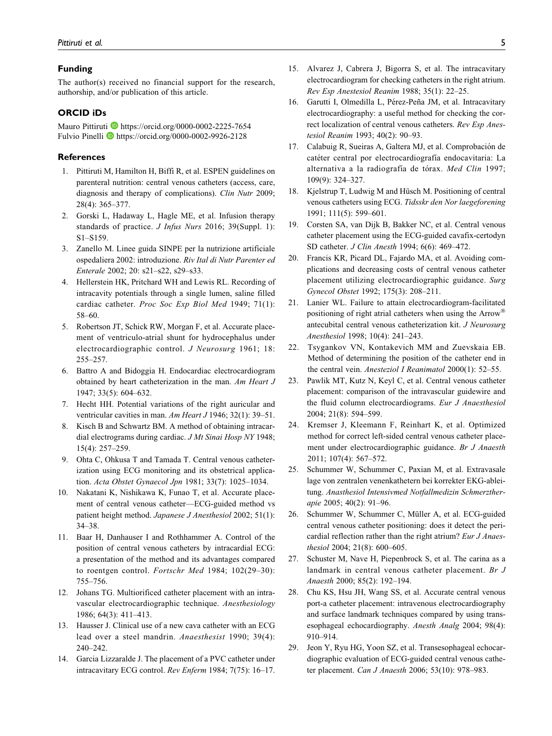## Funding

The author(s) received no financial support for the research, authorship, and/or publication of this article.

## ORCID iDs

Mauro Pittiruti https://orcid.org/0000-0002-2225-7654
Fulvio Pinelli https://orcid.org/0000-0002-9926-2128

## References

1. Pittiruti M, Hamilton H, Biffi R, et al. ESPEN guidelines on parenteral nutrition: central venous catheters (access, care, diagnosis and therapy of complications). *Clin Nutr* 2009; 28(4): 365–377.
2. Gorski L, Hadaway L, Hagle ME, et al. Infusion therapy standards of practice. *J Infus Nurs* 2016; 39(Suppl. 1): S1–S159.
3. Zanello M. Linee guida SINPE per la nutrizione artificiale ospedaliera 2002: introduzione. *Riv Ital di Nutr Parenter ed Enterale* 2002; 20: s21–s22, s29–s33.
4. Hellerstein HK, Pritchard WH and Lewis RL. Recording of intracavity potentials through a single lumen, saline filled cardiac catheter. *Proc Soc Exp Biol Med* 1949; 71(1): 58–60.
5. Robertson JT, Schick RW, Morgan F, et al. Accurate placement of ventriculo-atrial shunt for hydrocephalus under electrocardiographic control. *J Neurosurg* 1961; 18: 255–257.
6. Battro A and Bidoggia H. Endocardiac electrocardiogram obtained by heart catheterization in the man. *Am Heart J* 1947; 33(5): 604–632.
7. Hecht HH. Potential variations of the right auricular and ventricular cavities in man. *Am Heart J* 1946; 32(1): 39–51.
8. Kisch B and Schwartz BM. A method of obtaining intracardial electrograms during cardiac. *J Mt Sinai Hosp NY* 1948; 15(4): 257–259.
9. Ohta C, Ohkusa T and Tamada T. Central venous catheterization using ECG monitoring and its obstetrical application. *Acta Obstet Gynaecol Jpn* 1981; 33(7): 1025–1034.
10. Nakatani K, Nishikawa K, Funao T, et al. Accurate placement of central venous catheter—ECG-guided method vs patient height method. *Japanese J Anesthesiol* 2002; 51(1): 34–38.
11. Baar H, Danhauser I and Rothhammer A. Control of the position of central venous catheters by intracardial ECG: a presentation of the method and its advantages compared to roentgen control. *Fortschr Med* 1984; 102(29–30): 755–756.
12. Johans TG. Multiorificed catheter placement with an intravascular electrocardiographic technique. *Anesthesiology* 1986; 64(3): 411–413.
13. Hausser J. Clinical use of a new cava catheter with an ECG lead over a steel mandrin. *Anaesthesist* 1990; 39(4): 240–242.
14. Garcia Lizzaralde J. The placement of a PVC catheter under intracavitary ECG control. *Rev Enferm* 1984; 7(75): 16–17.
15. Alvarez J, Cabrera J, Bigorra S, et al. The intracavitary electrocardiogram for checking catheters in the right atrium. *Rev Esp Anestesiol Reanim* 1988; 35(1): 22–25.
16. Garutti I, Olmedilla L, Pérez-Peña JM, et al. Intracavitary electrocardiography: a useful method for checking the correct localization of central venous catheters. *Rev Esp Anestesiol Reanim* 1993; 40(2): 90–93.
17. Calabuig R, Sueiras A, Galtera MJ, et al. Comprobación de catéter central por electrocardiografía endocavitaria: La alternativa a la radiografía de tórax. *Med Clin* 1997; 109(9): 324–327.
18. Kjelstrup T, Ludwig M and Hüsch M. Positioning of central venous catheters using ECG. *Tidsskr den Nor laegeforening* 1991; 111(5): 599–601.
19. Corsten SA, van Dijk B, Bakker NC, et al. Central venous catheter placement using the ECG-guided cavafix-certodyn SD catheter. *J Clin Anesth* 1994; 6(6): 469–472.
20. Francis KR, Picard DL, Fajardo MA, et al. Avoiding complications and decreasing costs of central venous catheter placement utilizing electrocardiographic guidance. *Surg Gynecol Obstet* 1992; 175(3): 208–211.
21. Lanier WL. Failure to attain electrocardiogram-facilitated positioning of right atrial catheters when using the Arrow® antecubital central venous catheterization kit. *J Neurosurg Anesthesiol* 1998; 10(4): 241–243.
22. Tsygankov VN, Kontakevich MM and Zuevskaia EB. Method of determining the position of the catheter end in the central vein. *Anesteziol I Reanimatol* 2000(1): 52–55.
23. Pawlik MT, Kutz N, Keyl C, et al. Central venous catheter placement: comparison of the intravascular guidewire and the fluid column electrocardiograms. *Eur J Anaesthesiol* 2004; 21(8): 594–599.
24. Kremser J, Kleemann F, Reinhart K, et al. Optimized method for correct left-sided central venous catheter placement under electrocardiographic guidance. *Br J Anaesth* 2011; 107(4): 567–572.
25. Schummer W, Schummer C, Paxian M, et al. Extravasale lage von zentralen venenkathetern bei korrekter EKG-ableitung. *Anasthesiol Intensivmed Notfallmedizin Schmerztherapie* 2005; 40(2): 91–96.
26. Schummer W, Schummer C, Müller A, et al. ECG-guided central venous catheter positioning: does it detect the pericardial reflection rather than the right atrium? *Eur J Anaesthesiol* 2004; 21(8): 600–605.
27. Schuster M, Nave H, Piepenbrock S, et al. The carina as a landmark in central venous catheter placement. *Br J Anaesth* 2000; 85(2): 192–194.
28. Chu KS, Hsu JH, Wang SS, et al. Accurate central venous port-a catheter placement: intravenous electrocardiography and surface landmark techniques compared by using transesophageal echocardiography. *Anesth Analg* 2004; 98(4): 910–914.
29. Jeon Y, Ryu HG, Yoon SZ, et al. Transesophageal echocardiographic evaluation of ECG-guided central venous catheter placement. *Can J Anaesth* 2006; 53(10): 978–983.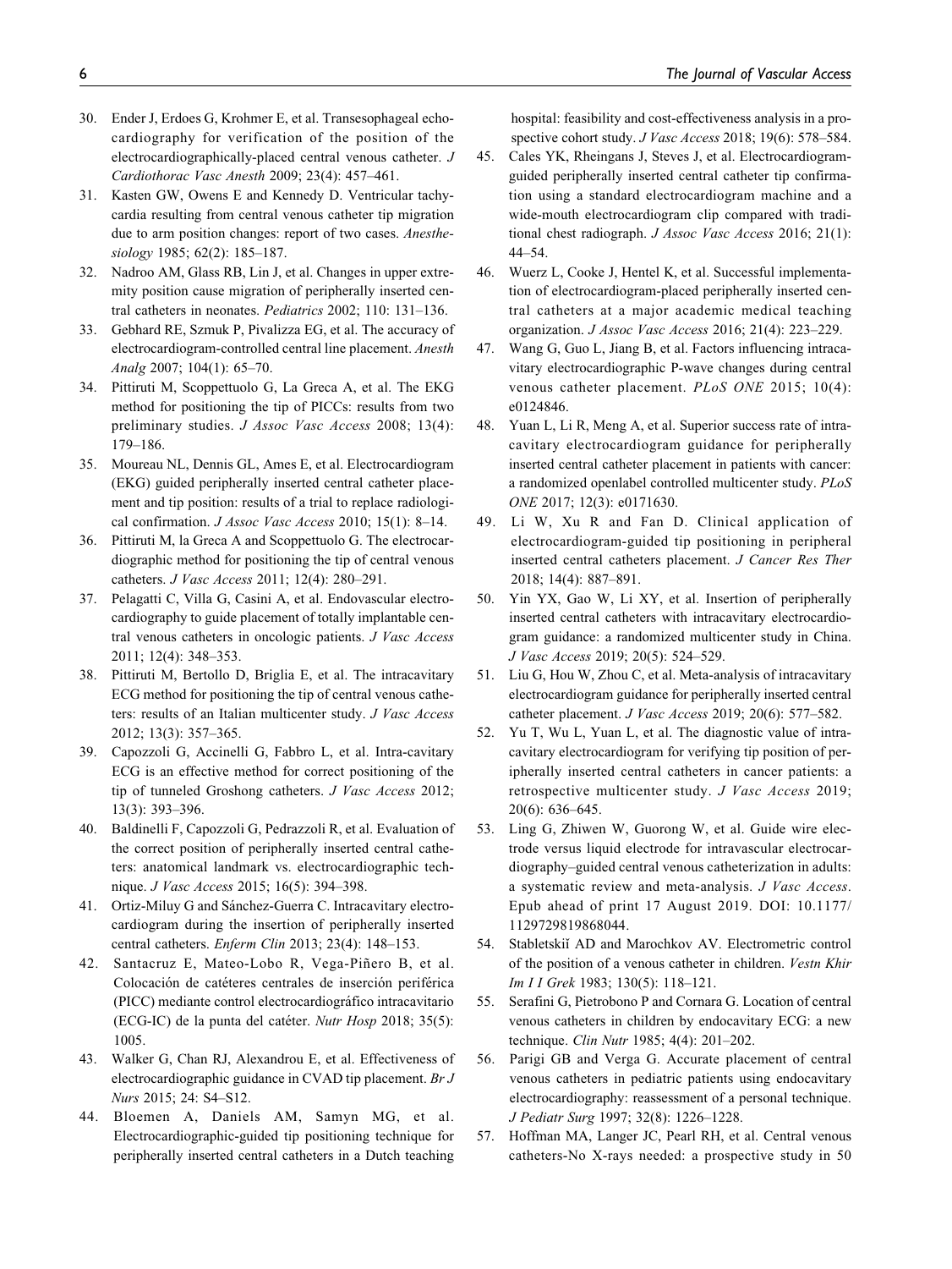30. Ender J, Erdoes G, Krohmer E, et al. Transesophageal echocardiography for verification of the position of the electrocardiographically-placed central venous catheter. *J Cardiothorac Vasc Anesth* 2009; 23(4): 457–461.
31. Kasten GW, Owens E and Kennedy D. Ventricular tachycardia resulting from central venous catheter tip migration due to arm position changes: report of two cases. *Anesthesiology* 1985; 62(2): 185–187.
32. Nadroo AM, Glass RB, Lin J, et al. Changes in upper extremity position cause migration of peripherally inserted central catheters in neonates. *Pediatrics* 2002; 110: 131–136.
33. Gebhard RE, Szmuk P, Pivalizza EG, et al. The accuracy of electrocardiogram-controlled central line placement. *Anesth Analg* 2007; 104(1): 65–70.
34. Pittiruti M, Scoppettuolo G, La Greca A, et al. The EKG method for positioning the tip of PICCs: results from two preliminary studies. *J Assoc Vasc Access* 2008; 13(4): 179–186.
35. Moureau NL, Dennis GL, Ames E, et al. Electrocardiogram (EKG) guided peripherally inserted central catheter placement and tip position: results of a trial to replace radiological confirmation. *J Assoc Vasc Access* 2010; 15(1): 8–14.
36. Pittiruti M, la Greca A and Scoppettuolo G. The electrocardiographic method for positioning the tip of central venous catheters. *J Vasc Access* 2011; 12(4): 280–291.
37. Pelagatti C, Villa G, Casini A, et al. Endovascular electrocardiography to guide placement of totally implantable central venous catheters in oncologic patients. *J Vasc Access* 2011; 12(4): 348–353.
38. Pittiruti M, Bertollo D, Briglia E, et al. The intracavitary ECG method for positioning the tip of central venous catheters: results of an Italian multicenter study. *J Vasc Access* 2012; 13(3): 357–365.
39. Capozzoli G, Accinelli G, Fabbro L, et al. Intra-cavitary ECG is an effective method for correct positioning of the tip of tunneled Groshong catheters. *J Vasc Access* 2012; 13(3): 393–396.
40. Baldinelli F, Capozzoli G, Pedrazzoli R, et al. Evaluation of the correct position of peripherally inserted central catheters: anatomical landmark vs. electrocardiographic technique. *J Vasc Access* 2015; 16(5): 394–398.
41. Ortiz-Miluy G and Sánchez-Guerra C. Intracavitary electrocardiogram during the insertion of peripherally inserted central catheters. *Enferm Clin* 2013; 23(4): 148–153.
42. Santacruz E, Mateo-Lobo R, Vega-Piñero B, et al. Colocación de catéteres centrales de inserción periférica (PICC) mediante control electrocardiográfico intracavitario (ECG-IC) de la punta del catéter. *Nutr Hosp* 2018; 35(5): 1005.
43. Walker G, Chan RJ, Alexandrou E, et al. Effectiveness of electrocardiographic guidance in CVAD tip placement. *Br J Nurs* 2015; 24: S4–S12.
44. Bloemen A, Daniels AM, Samyn MG, et al. Electrocardiographic-guided tip positioning technique for peripherally inserted central catheters in a Dutch teaching hospital: feasibility and cost-effectiveness analysis in a prospective cohort study. *J Vasc Access* 2018; 19(6): 578–584.
45. Cales YK, Rheingans J, Steves J, et al. Electrocardiogram-guided peripherally inserted central catheter tip confirmation using a standard electrocardiogram machine and a wide-mouth electrocardiogram clip compared with traditional chest radiograph. *J Assoc Vasc Access* 2016; 21(1): 44–54.
46. Wuerz L, Cooke J, Hentel K, et al. Successful implementation of electrocardiogram-placed peripherally inserted central catheters at a major academic medical teaching organization. *J Assoc Vasc Access* 2016; 21(4): 223–229.
47. Wang G, Guo L, Jiang B, et al. Factors influencing intracavitary electrocardiographic P-wave changes during central venous catheter placement. *PLoS ONE* 2015; 10(4): e0124846.
48. Yuan L, Li R, Meng A, et al. Superior success rate of intracavitary electrocardiogram guidance for peripherally inserted central catheter placement in patients with cancer: a randomized openlabel controlled multicenter study. *PLoS ONE* 2017; 12(3): e0171630.
49. Li W, Xu R and Fan D. Clinical application of electrocardiogram-guided tip positioning in peripheral inserted central catheters placement. *J Cancer Res Ther* 2018; 14(4): 887–891.
50. Yin YX, Gao W, Li XY, et al. Insertion of peripherally inserted central catheters with intracavitary electrocardiogram guidance: a randomized multicenter study in China. *J Vasc Access* 2019; 20(5): 524–529.
51. Liu G, Hou W, Zhou C, et al. Meta-analysis of intracavitary electrocardiogram guidance for peripherally inserted central catheter placement. *J Vasc Access* 2019; 20(6): 577–582.
52. Yu T, Wu L, Yuan L, et al. The diagnostic value of intracavitary electrocardiogram for verifying tip position of peripherally inserted central catheters in cancer patients: a retrospective multicenter study. *J Vasc Access* 2019; 20(6): 636–645.
53. Ling G, Zhiwen W, Guorong W, et al. Guide wire electrode versus liquid electrode for intravascular electrocardiography–guided central venous catheterization in adults: a systematic review and meta-analysis. *J Vasc Access*. Epub ahead of print 17 August 2019. DOI: 10.1177/1129729819868044.
54. Stabletskiĭ AD and Marochkov AV. Electrometric control of the position of a venous catheter in children. *Vestn Khir Im I I Grek* 1983; 130(5): 118–121.
55. Serafini G, Pietrobono P and Cornara G. Location of central venous catheters in children by endocavitary ECG: a new technique. *Clin Nutr* 1985; 4(4): 201–202.
56. Parigi GB and Verga G. Accurate placement of central venous catheters in pediatric patients using endocavitary electrocardiography: reassessment of a personal technique. *J Pediatr Surg* 1997; 32(8): 1226–1228.
57. Hoffman MA, Langer JC, Pearl RH, et al. Central venous catheters-No X-rays needed: a prospective study in 50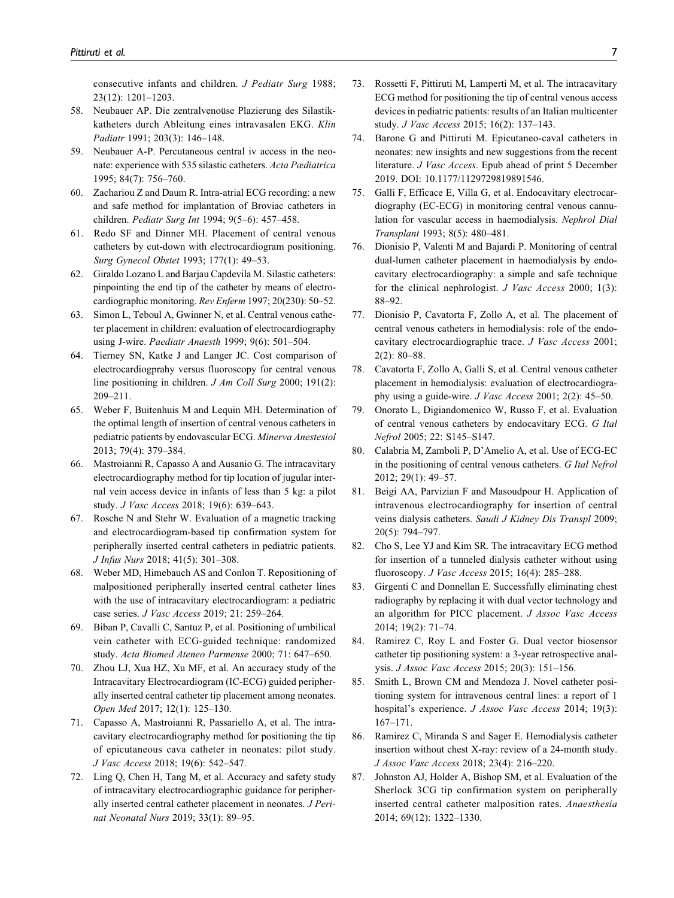consecutive infants and children. *J Pediatr Surg* 1988; 23(12): 1201–1203.

58. Neubauer AP. Die zentralvenoüse Plazierung des Silastikkatheters durch Ableitung eines intravasalen EKG. *Klin Padiatr* 1991; 203(3): 146–148.
59. Neubauer A-P. Percutaneous central iv access in the neonate: experience with 535 silastic catheters. *Acta Pædiatrica* 1995; 84(7): 756–760.
60. Zachariou Z and Daum R. Intra-atrial ECG recording: a new and safe method for implantation of Broviac catheters in children. *Pediatr Surg Int* 1994; 9(5–6): 457–458.
61. Redo SF and Dinner MH. Placement of central venous catheters by cut-down with electrocardiogram positioning. *Surg Gynecol Obstet* 1993; 177(1): 49–53.
62. Giraldo Lozano L and Barjau Capdevila M. Silastic catheters: pinpointing the end tip of the catheter by means of electrocardiographic monitoring. *Rev Enferm* 1997; 20(230): 50–52.
63. Simon L, Teboul A, Gwinner N, et al. Central venous catheter placement in children: evaluation of electrocardiography using J-wire. *Paediatr Anaesth* 1999; 9(6): 501–504.
64. Tierney SN, Katke J and Langer JC. Cost comparison of electrocardiogprahy versus fluoroscopy for central venous line positioning in children. *J Am Coll Surg* 2000; 191(2): 209–211.
65. Weber F, Buitenhuis M and Lequin MH. Determination of the optimal length of insertion of central venous catheters in pediatric patients by endovascular ECG. *Minerva Anestesiol* 2013; 79(4): 379–384.
66. Mastroianni R, Capasso A and Ausanio G. The intracavitary electrocardiography method for tip location of jugular internal vein access device in infants of less than 5 kg: a pilot study. *J Vasc Access* 2018; 19(6): 639–643.
67. Rosche N and Stehr W. Evaluation of a magnetic tracking and electrocardiogram-based tip confirmation system for peripherally inserted central catheters in pediatric patients. *J Infus Nurs* 2018; 41(5): 301–308.
68. Weber MD, Himebauch AS and Conlon T. Repositioning of malpositioned peripherally inserted central catheter lines with the use of intracavitary electrocardiogram: a pediatric case series. *J Vasc Access* 2019; 21: 259–264.
69. Biban P, Cavalli C, Santuz P, et al. Positioning of umbilical vein catheter with ECG-guided technique: randomized study. *Acta Biomed Ateneo Parmense* 2000; 71: 647–650.
70. Zhou LJ, Xua HZ, Xu MF, et al. An accuracy study of the Intracavitary Electrocardiogram (IC-ECG) guided peripherally inserted central catheter tip placement among neonates. *Open Med* 2017; 12(1): 125–130.
71. Capasso A, Mastroianni R, Passariello A, et al. The intracavitary electrocardiography method for positioning the tip of epicutaneous cava catheter in neonates: pilot study. *J Vasc Access* 2018; 19(6): 542–547.
72. Ling Q, Chen H, Tang M, et al. Accuracy and safety study of intracavitary electrocardiographic guidance for peripherally inserted central catheter placement in neonates. *J Perinat Neonatal Nurs* 2019; 33(1): 89–95.
73. Rossetti F, Pittiruti M, Lamperti M, et al. The intracavitary ECG method for positioning the tip of central venous access devices in pediatric patients: results of an Italian multicenter study. *J Vasc Access* 2015; 16(2): 137–143.
74. Barone G and Pittiruti M. Epicutaneo-caval catheters in neonates: new insights and new suggestions from the recent literature. *J Vasc Access*. Epub ahead of print 5 December 2019. DOI: 10.1177/1129729819891546.
75. Galli F, Efficace E, Villa G, et al. Endocavitary electrocardiography (EC-ECG) in monitoring central venous cannulation for vascular access in haemodialysis. *Nephrol Dial Transplant* 1993; 8(5): 480–481.
76. Dionisio P, Valenti M and Bajardi P. Monitoring of central dual-lumen catheter placement in haemodialysis by endocavitary electrocardiography: a simple and safe technique for the clinical nephrologist. *J Vasc Access* 2000; 1(3): 88–92.
77. Dionisio P, Cavatorta F, Zollo A, et al. The placement of central venous catheters in hemodialysis: role of the endocavitary electrocardiographic trace. *J Vasc Access* 2001; 2(2): 80–88.
78. Cavatorta F, Zollo A, Galli S, et al. Central venous catheter placement in hemodialysis: evaluation of electrocardiography using a guide-wire. *J Vasc Access* 2001; 2(2): 45–50.
79. Onorato L, Digiandomenico W, Russo F, et al. Evaluation of central venous catheters by endocavitary ECG. *G Ital Nefrol* 2005; 22: S145–S147.
80. Calabria M, Zamboli P, D'Amelio A, et al. Use of ECG-EC in the positioning of central venous catheters. *G Ital Nefrol* 2012; 29(1): 49–57.
81. Beigi AA, Parvizian F and Masoudpour H. Application of intravenous electrocardiography for insertion of central veins dialysis catheters. *Saudi J Kidney Dis Transpl* 2009; 20(5): 794–797.
82. Cho S, Lee YJ and Kim SR. The intracavitary ECG method for insertion of a tunneled dialysis catheter without using fluoroscopy. *J Vasc Access* 2015; 16(4): 285–288.
83. Girgenti C and Donnellan E. Successfully eliminating chest radiography by replacing it with dual vector technology and an algorithm for PICC placement. *J Assoc Vasc Access* 2014; 19(2): 71–74.
84. Ramirez C, Roy L and Foster G. Dual vector biosensor catheter tip positioning system: a 3-year retrospective analysis. *J Assoc Vasc Access* 2015; 20(3): 151–156.
85. Smith L, Brown CM and Mendoza J. Novel catheter positioning system for intravenous central lines: a report of 1 hospital's experience. *J Assoc Vasc Access* 2014; 19(3): 167–171.
86. Ramirez C, Miranda S and Sager E. Hemodialysis catheter insertion without chest X-ray: review of a 24-month study. *J Assoc Vasc Access* 2018; 23(4): 216–220.
87. Johnston AJ, Holder A, Bishop SM, et al. Evaluation of the Sherlock 3CG tip confirmation system on peripherally inserted central catheter malposition rates. *Anaesthesia* 2014; 69(12): 1322–1330.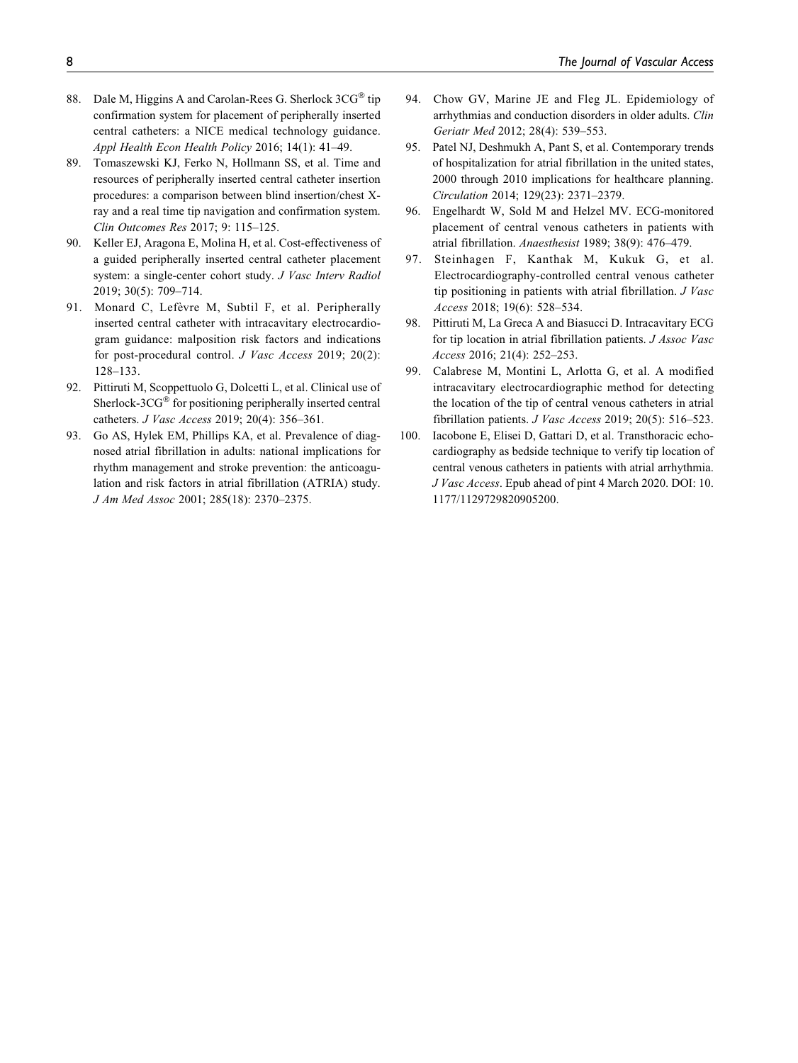88. Dale M, Higgins A and Carolan-Rees G. Sherlock 3CG® tip confirmation system for placement of peripherally inserted central catheters: a NICE medical technology guidance. *Appl Health Econ Health Policy* 2016; 14(1): 41–49.
89. Tomaszewski KJ, Ferko N, Hollmann SS, et al. Time and resources of peripherally inserted central catheter insertion procedures: a comparison between blind insertion/chest X-ray and a real time tip navigation and confirmation system. *Clin Outcomes Res* 2017; 9: 115–125.
90. Keller EJ, Aragona E, Molina H, et al. Cost-effectiveness of a guided peripherally inserted central catheter placement system: a single-center cohort study. *J Vasc Interv Radiol* 2019; 30(5): 709–714.
91. Monard C, Lefèvre M, Subtil F, et al. Peripherally inserted central catheter with intracavitary electrocardiogram guidance: malposition risk factors and indications for post-procedural control. *J Vasc Access* 2019; 20(2): 128–133.
92. Pittiruti M, Scoppettuolo G, Dolcetti L, et al. Clinical use of Sherlock-3CG® for positioning peripherally inserted central catheters. *J Vasc Access* 2019; 20(4): 356–361.
93. Go AS, Hylek EM, Phillips KA, et al. Prevalence of diagnosed atrial fibrillation in adults: national implications for rhythm management and stroke prevention: the anticoagulation and risk factors in atrial fibrillation (ATRIA) study. *J Am Med Assoc* 2001; 285(18): 2370–2375.
94. Chow GV, Marine JE and Fleg JL. Epidemiology of arrhythmias and conduction disorders in older adults. *Clin Geriatr Med* 2012; 28(4): 539–553.
95. Patel NJ, Deshmukh A, Pant S, et al. Contemporary trends of hospitalization for atrial fibrillation in the united states, 2000 through 2010 implications for healthcare planning. *Circulation* 2014; 129(23): 2371–2379.
96. Engelhardt W, Sold M and Helzel MV. ECG-monitored placement of central venous catheters in patients with atrial fibrillation. *Anaesthesist* 1989; 38(9): 476–479.
97. Steinhagen F, Kanthak M, Kukuk G, et al. Electrocardiography-controlled central venous catheter tip positioning in patients with atrial fibrillation. *J Vasc Access* 2018; 19(6): 528–534.
98. Pittiruti M, La Greca A and Biasucci D. Intracavitary ECG for tip location in atrial fibrillation patients. *J Assoc Vasc Access* 2016; 21(4): 252–253.
99. Calabrese M, Montini L, Arlotta G, et al. A modified intracavitary electrocardiographic method for detecting the location of the tip of central venous catheters in atrial fibrillation patients. *J Vasc Access* 2019; 20(5): 516–523.
100. Iacobone E, Elisei D, Gattari D, et al. Transthoracic echocardiography as bedside technique to verify tip location of central venous catheters in patients with atrial arrhythmia. *J Vasc Access*. Epub ahead of pint 4 March 2020. DOI: 10.1177/1129729820905200.